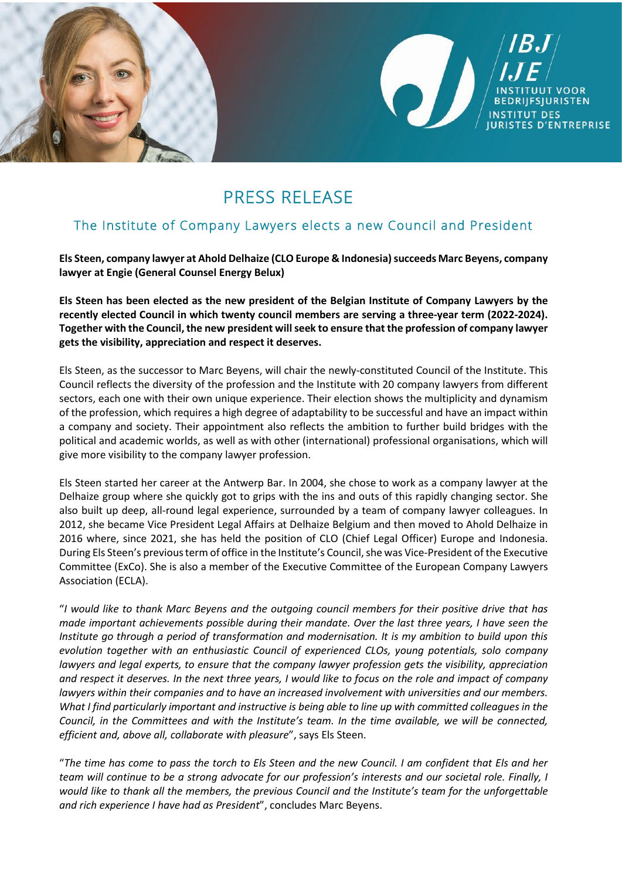IBJ / IJE
INSTITUUT VOOR BEDRIJFSJURISTEN
INSTITUT DES JURISTES D'ENTREPRISE

# PRESS RELEASE

## The Institute of Company Lawyers elects a new Council and President

**Els Steen, company lawyer at Ahold Delhaize (CLO Europe & Indonesia) succeeds Marc Beyens, company lawyer at Engie (General Counsel Energy Belux)**

**Els Steen has been elected as the new president of the Belgian Institute of Company Lawyers by the recently elected Council in which twenty council members are serving a three-year term (2022-2024). Together with the Council, the new president will seek to ensure that the profession of company lawyer gets the visibility, appreciation and respect it deserves.**

Els Steen, as the successor to Marc Beyens, will chair the newly-constituted Council of the Institute. This Council reflects the diversity of the profession and the Institute with 20 company lawyers from different sectors, each one with their own unique experience. Their election shows the multiplicity and dynamism of the profession, which requires a high degree of adaptability to be successful and have an impact within a company and society. Their appointment also reflects the ambition to further build bridges with the political and academic worlds, as well as with other (international) professional organisations, which will give more visibility to the company lawyer profession.

Els Steen started her career at the Antwerp Bar. In 2004, she chose to work as a company lawyer at the Delhaize group where she quickly got to grips with the ins and outs of this rapidly changing sector. She also built up deep, all-round legal experience, surrounded by a team of company lawyer colleagues. In 2012, she became Vice President Legal Affairs at Delhaize Belgium and then moved to Ahold Delhaize in 2016 where, since 2021, she has held the position of CLO (Chief Legal Officer) Europe and Indonesia. During Els Steen's previous term of office in the Institute's Council, she was Vice-President of the Executive Committee (ExCo). She is also a member of the Executive Committee of the European Company Lawyers Association (ECLA).

"*I would like to thank Marc Beyens and the outgoing council members for their positive drive that has made important achievements possible during their mandate. Over the last three years, I have seen the Institute go through a period of transformation and modernisation. It is my ambition to build upon this evolution together with an enthusiastic Council of experienced CLOs, young potentials, solo company lawyers and legal experts, to ensure that the company lawyer profession gets the visibility, appreciation and respect it deserves. In the next three years, I would like to focus on the role and impact of company lawyers within their companies and to have an increased involvement with universities and our members. What I find particularly important and instructive is being able to line up with committed colleagues in the Council, in the Committees and with the Institute's team. In the time available, we will be connected, efficient and, above all, collaborate with pleasure*", says Els Steen.

"*The time has come to pass the torch to Els Steen and the new Council. I am confident that Els and her team will continue to be a strong advocate for our profession's interests and our societal role. Finally, I would like to thank all the members, the previous Council and the Institute's team for the unforgettable and rich experience I have had as President*", concludes Marc Beyens.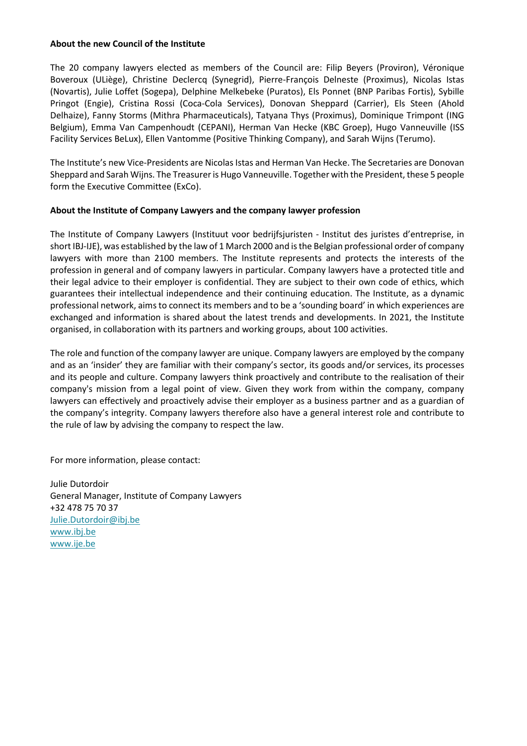**About the new Council of the Institute**

The 20 company lawyers elected as members of the Council are: Filip Beyers (Proviron), Véronique Boveroux (ULiège), Christine Declercq (Synegrid), Pierre-François Delneste (Proximus), Nicolas Istas (Novartis), Julie Loffet (Sogepa), Delphine Melkebeke (Puratos), Els Ponnet (BNP Paribas Fortis), Sybille Pringot (Engie), Cristina Rossi (Coca-Cola Services), Donovan Sheppard (Carrier), Els Steen (Ahold Delhaize), Fanny Storms (Mithra Pharmaceuticals), Tatyana Thys (Proximus), Dominique Trimpont (ING Belgium), Emma Van Campenhoudt (CEPANI), Herman Van Hecke (KBC Groep), Hugo Vanneuville (ISS Facility Services BeLux), Ellen Vantomme (Positive Thinking Company), and Sarah Wijns (Terumo).

The Institute's new Vice-Presidents are Nicolas Istas and Herman Van Hecke. The Secretaries are Donovan Sheppard and Sarah Wijns. The Treasurer is Hugo Vanneuville. Together with the President, these 5 people form the Executive Committee (ExCo).

**About the Institute of Company Lawyers and the company lawyer profession**

The Institute of Company Lawyers (Instituut voor bedrijfsjuristen - Institut des juristes d'entreprise, in short IBJ-IJE), was established by the law of 1 March 2000 and is the Belgian professional order of company lawyers with more than 2100 members. The Institute represents and protects the interests of the profession in general and of company lawyers in particular. Company lawyers have a protected title and their legal advice to their employer is confidential. They are subject to their own code of ethics, which guarantees their intellectual independence and their continuing education. The Institute, as a dynamic professional network, aims to connect its members and to be a 'sounding board' in which experiences are exchanged and information is shared about the latest trends and developments. In 2021, the Institute organised, in collaboration with its partners and working groups, about 100 activities.

The role and function of the company lawyer are unique. Company lawyers are employed by the company and as an 'insider' they are familiar with their company's sector, its goods and/or services, its processes and its people and culture. Company lawyers think proactively and contribute to the realisation of their company's mission from a legal point of view. Given they work from within the company, company lawyers can effectively and proactively advise their employer as a business partner and as a guardian of the company's integrity. Company lawyers therefore also have a general interest role and contribute to the rule of law by advising the company to respect the law.

For more information, please contact:

Julie Dutordoir
General Manager, Institute of Company Lawyers
+32 478 75 70 37
Julie.Dutordoir@ibj.be
www.ibj.be
www.ije.be